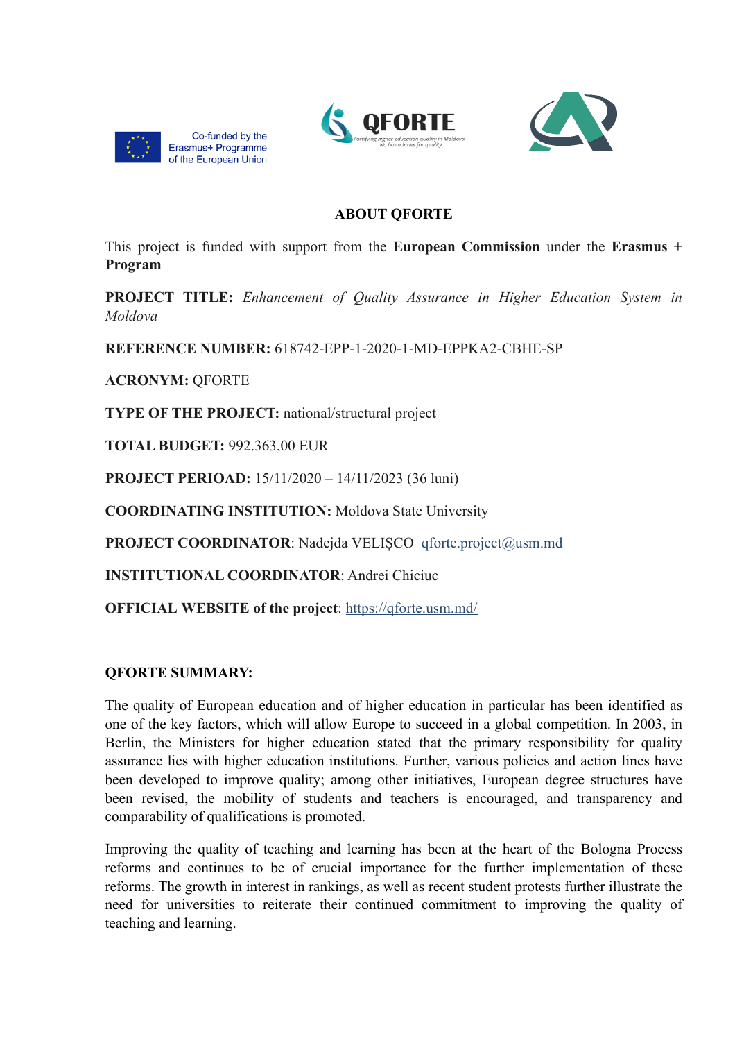Co-funded by the Erasmus+ Programme of the European Union

QFORTE
Fortifying higher education quality in Moldova. No boundaries for quality

## ABOUT QFORTE

This project is funded with support from the **European Commission** under the **Erasmus + Program**

**PROJECT TITLE:** *Enhancement of Quality Assurance in Higher Education System in Moldova*

**REFERENCE NUMBER:** 618742-EPP-1-2020-1-MD-EPPKA2-CBHE-SP

**ACRONYM:** QFORTE

**TYPE OF THE PROJECT:** national/structural project

**TOTAL BUDGET:** 992.363,00 EUR

**PROJECT PERIOAD:** 15/11/2020 – 14/11/2023 (36 luni)

**COORDINATING INSTITUTION:** Moldova State University

**PROJECT COORDINATOR**: Nadejda VELIȘCO qforte.project@usm.md

**INSTITUTIONAL COORDINATOR**: Andrei Chiciuc

**OFFICIAL WEBSITE of the project**: https://qforte.usm.md/

### QFORTE SUMMARY:

The quality of European education and of higher education in particular has been identified as one of the key factors, which will allow Europe to succeed in a global competition. In 2003, in Berlin, the Ministers for higher education stated that the primary responsibility for quality assurance lies with higher education institutions. Further, various policies and action lines have been developed to improve quality; among other initiatives, European degree structures have been revised, the mobility of students and teachers is encouraged, and transparency and comparability of qualifications is promoted.

Improving the quality of teaching and learning has been at the heart of the Bologna Process reforms and continues to be of crucial importance for the further implementation of these reforms. The growth in interest in rankings, as well as recent student protests further illustrate the need for universities to reiterate their continued commitment to improving the quality of teaching and learning.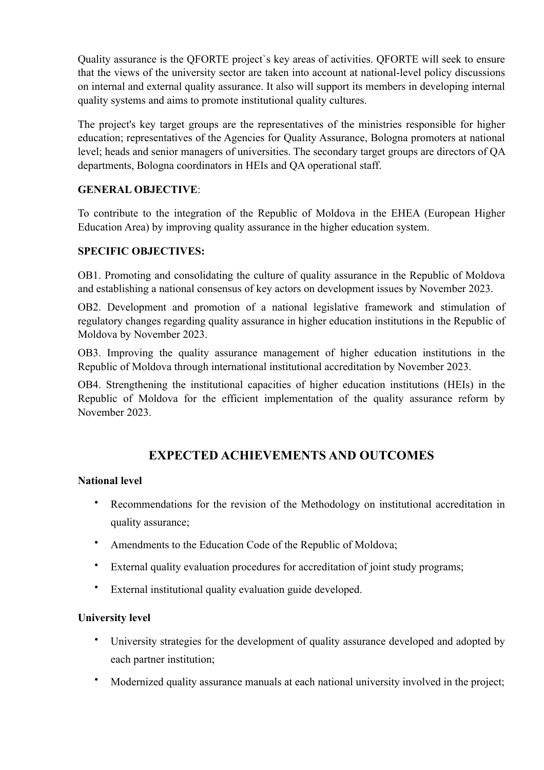Quality assurance is the QFORTE project`s key areas of activities. QFORTE will seek to ensure that the views of the university sector are taken into account at national-level policy discussions on internal and external quality assurance. It also will support its members in developing internal quality systems and aims to promote institutional quality cultures.

The project's key target groups are the representatives of the ministries responsible for higher education; representatives of the Agencies for Quality Assurance, Bologna promoters at national level; heads and senior managers of universities. The secondary target groups are directors of QA departments, Bologna coordinators in HEIs and QA operational staff.

**GENERAL OBJECTIVE**:

To contribute to the integration of the Republic of Moldova in the EHEA (European Higher Education Area) by improving quality assurance in the higher education system.

**SPECIFIC OBJECTIVES:**

OB1. Promoting and consolidating the culture of quality assurance in the Republic of Moldova and establishing a national consensus of key actors on development issues by November 2023.

OB2. Development and promotion of a national legislative framework and stimulation of regulatory changes regarding quality assurance in higher education institutions in the Republic of Moldova by November 2023.

OB3. Improving the quality assurance management of higher education institutions in the Republic of Moldova through international institutional accreditation by November 2023.

OB4. Strengthening the institutional capacities of higher education institutions (HEIs) in the Republic of Moldova for the efficient implementation of the quality assurance reform by November 2023.

## EXPECTED ACHIEVEMENTS AND OUTCOMES

**National level**

- Recommendations for the revision of the Methodology on institutional accreditation in quality assurance;
- Amendments to the Education Code of the Republic of Moldova;
- External quality evaluation procedures for accreditation of joint study programs;
- External institutional quality evaluation guide developed.

**University level**

- University strategies for the development of quality assurance developed and adopted by each partner institution;
- Modernized quality assurance manuals at each national university involved in the project;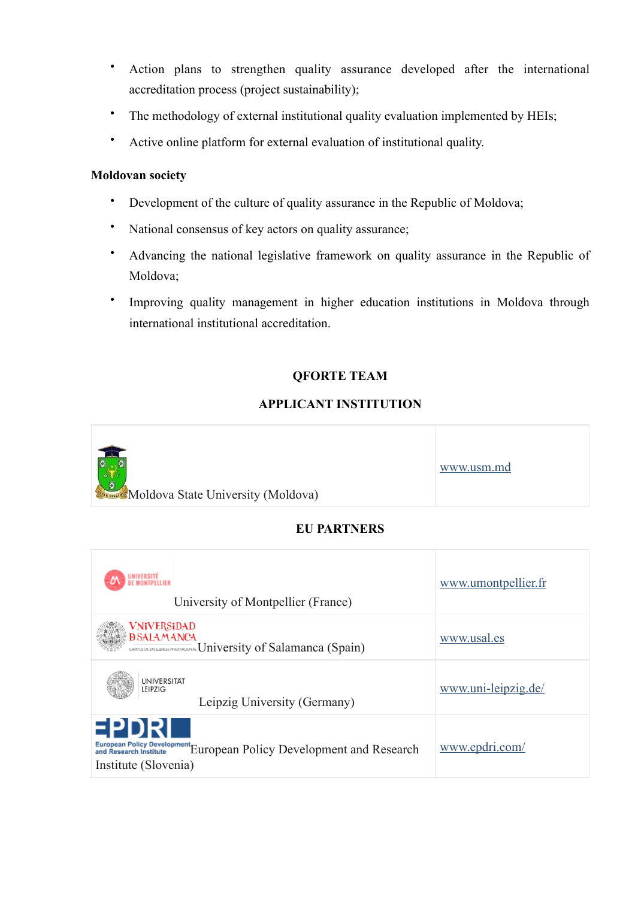- Action plans to strengthen quality assurance developed after the international accreditation process (project sustainability);
- The methodology of external institutional quality evaluation implemented by HEIs;
- Active online platform for external evaluation of institutional quality.

**Moldovan society**

- Development of the culture of quality assurance in the Republic of Moldova;
- National consensus of key actors on quality assurance;
- Advancing the national legislative framework on quality assurance in the Republic of Moldova;
- Improving quality management in higher education institutions in Moldova through international institutional accreditation.

**QFORTE TEAM**

**APPLICANT INSTITUTION**

| | |
|---|---|
| Moldova State University (Moldova) | www.usm.md |

**EU PARTNERS**

| | |
|---|---|
| University of Montpellier (France) | www.umontpellier.fr |
| University of Salamanca (Spain) | www.usal.es |
| Leipzig University (Germany) | www.uni-leipzig.de/ |
| European Policy Development and Research Institute (Slovenia) | www.epdri.com/ |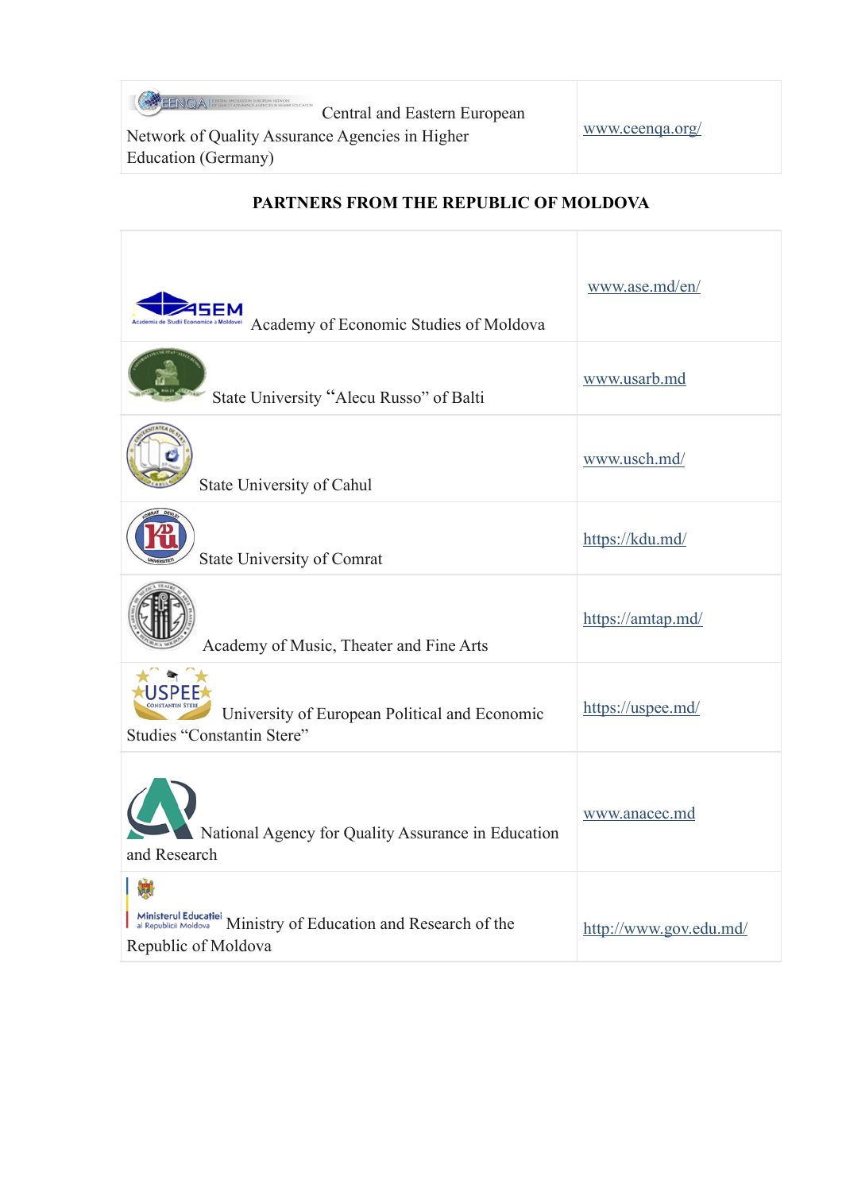| Central and Eastern European Network of Quality Assurance Agencies in Higher Education (Germany) | www.ceenqa.org/ |
|---|---|

**PARTNERS FROM THE REPUBLIC OF MOLDOVA**

| | |
|---|---|
| Academy of Economic Studies of Moldova | www.ase.md/en/ |
| State University "Alecu Russo" of Balti | www.usarb.md |
| State University of Cahul | www.usch.md/ |
| State University of Comrat | https://kdu.md/ |
| Academy of Music, Theater and Fine Arts | https://amtap.md/ |
| University of European Political and Economic Studies "Constantin Stere" | https://uspee.md/ |
| National Agency for Quality Assurance in Education and Research | www.anacec.md |
| Ministry of Education and Research of the Republic of Moldova | http://www.gov.edu.md/ |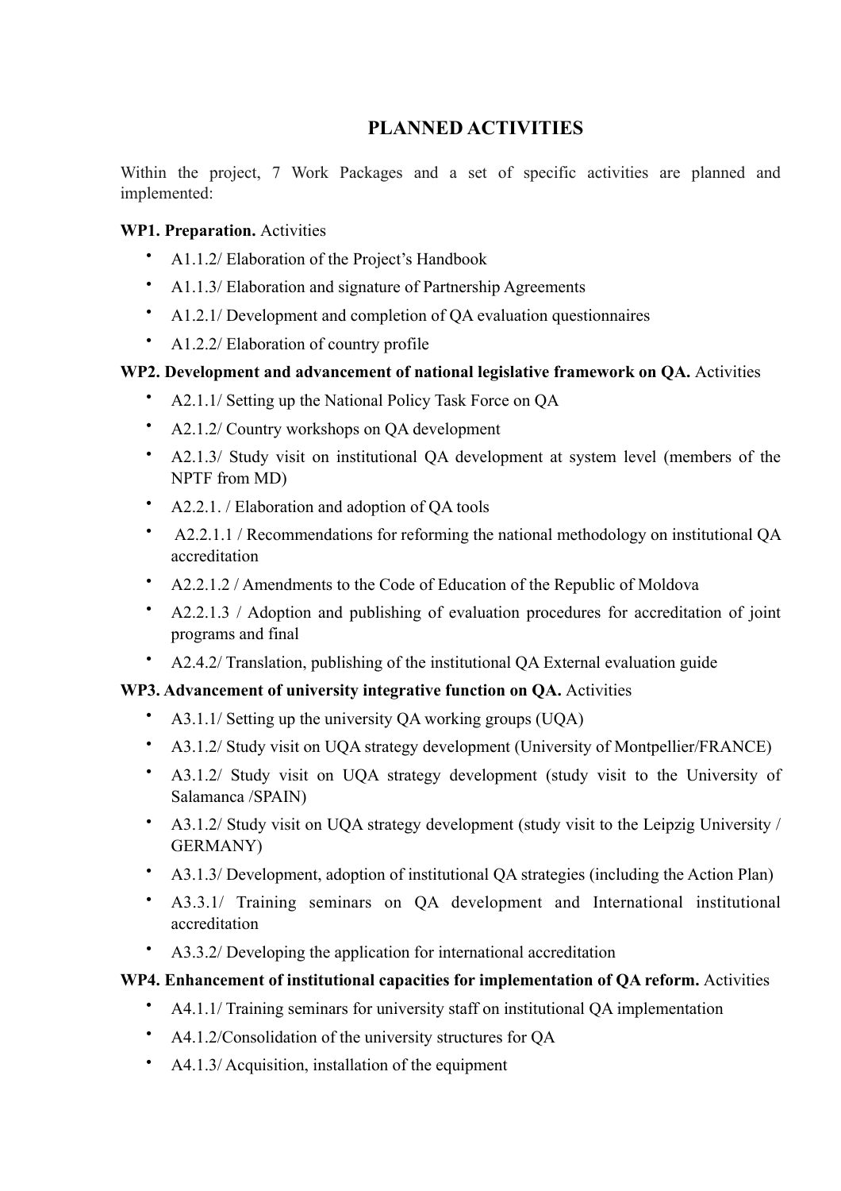# PLANNED ACTIVITIES

Within the project, 7 Work Packages and a set of specific activities are planned and implemented:

**WP1. Preparation.** Activities

- A1.1.2/ Elaboration of the Project's Handbook
- A1.1.3/ Elaboration and signature of Partnership Agreements
- A1.2.1/ Development and completion of QA evaluation questionnaires
- A1.2.2/ Elaboration of country profile

**WP2. Development and advancement of national legislative framework on QA.** Activities

- A2.1.1/ Setting up the National Policy Task Force on QA
- A2.1.2/ Country workshops on QA development
- A2.1.3/ Study visit on institutional QA development at system level (members of the NPTF from MD)
- A2.2.1. / Elaboration and adoption of QA tools
- A2.2.1.1 / Recommendations for reforming the national methodology on institutional QA accreditation
- A2.2.1.2 / Amendments to the Code of Education of the Republic of Moldova
- A2.2.1.3 / Adoption and publishing of evaluation procedures for accreditation of joint programs and final
- A2.4.2/ Translation, publishing of the institutional QA External evaluation guide

**WP3. Advancement of university integrative function on QA.** Activities

- A3.1.1/ Setting up the university QA working groups (UQA)
- A3.1.2/ Study visit on UQA strategy development (University of Montpellier/FRANCE)
- A3.1.2/ Study visit on UQA strategy development (study visit to the University of Salamanca /SPAIN)
- A3.1.2/ Study visit on UQA strategy development (study visit to the Leipzig University / GERMANY)
- A3.1.3/ Development, adoption of institutional QA strategies (including the Action Plan)
- A3.3.1/ Training seminars on QA development and International institutional accreditation
- A3.3.2/ Developing the application for international accreditation

**WP4. Enhancement of institutional capacities for implementation of QA reform.** Activities

- A4.1.1/ Training seminars for university staff on institutional QA implementation
- A4.1.2/Consolidation of the university structures for QA
- A4.1.3/ Acquisition, installation of the equipment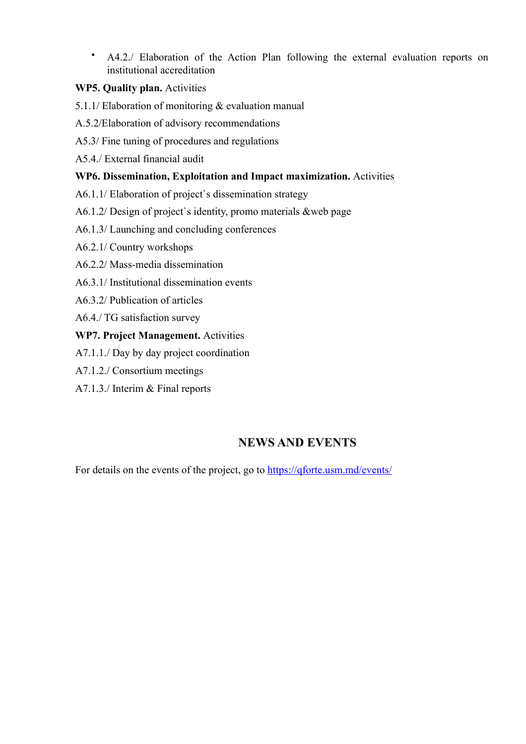- A4.2./ Elaboration of the Action Plan following the external evaluation reports on institutional accreditation

**WP5. Quality plan.** Activities

5.1.1/ Elaboration of monitoring & evaluation manual

A.5.2/Elaboration of advisory recommendations

A5.3/ Fine tuning of procedures and regulations

A5.4./ External financial audit

**WP6. Dissemination, Exploitation and Impact maximization.** Activities

A6.1.1/ Elaboration of project`s dissemination strategy

A6.1.2/ Design of project`s identity, promo materials &web page

A6.1.3/ Launching and concluding conferences

A6.2.1/ Country workshops

A6.2.2/ Mass-media dissemination

A6.3.1/ Institutional dissemination events

A6.3.2/ Publication of articles

A6.4./ TG satisfaction survey

**WP7. Project Management.** Activities

A7.1.1./ Day by day project coordination

A7.1.2./ Consortium meetings

A7.1.3./ Interim & Final reports

## NEWS AND EVENTS

For details on the events of the project, go to [https://qforte.usm.md/events/](https://qforte.usm.md/events/)